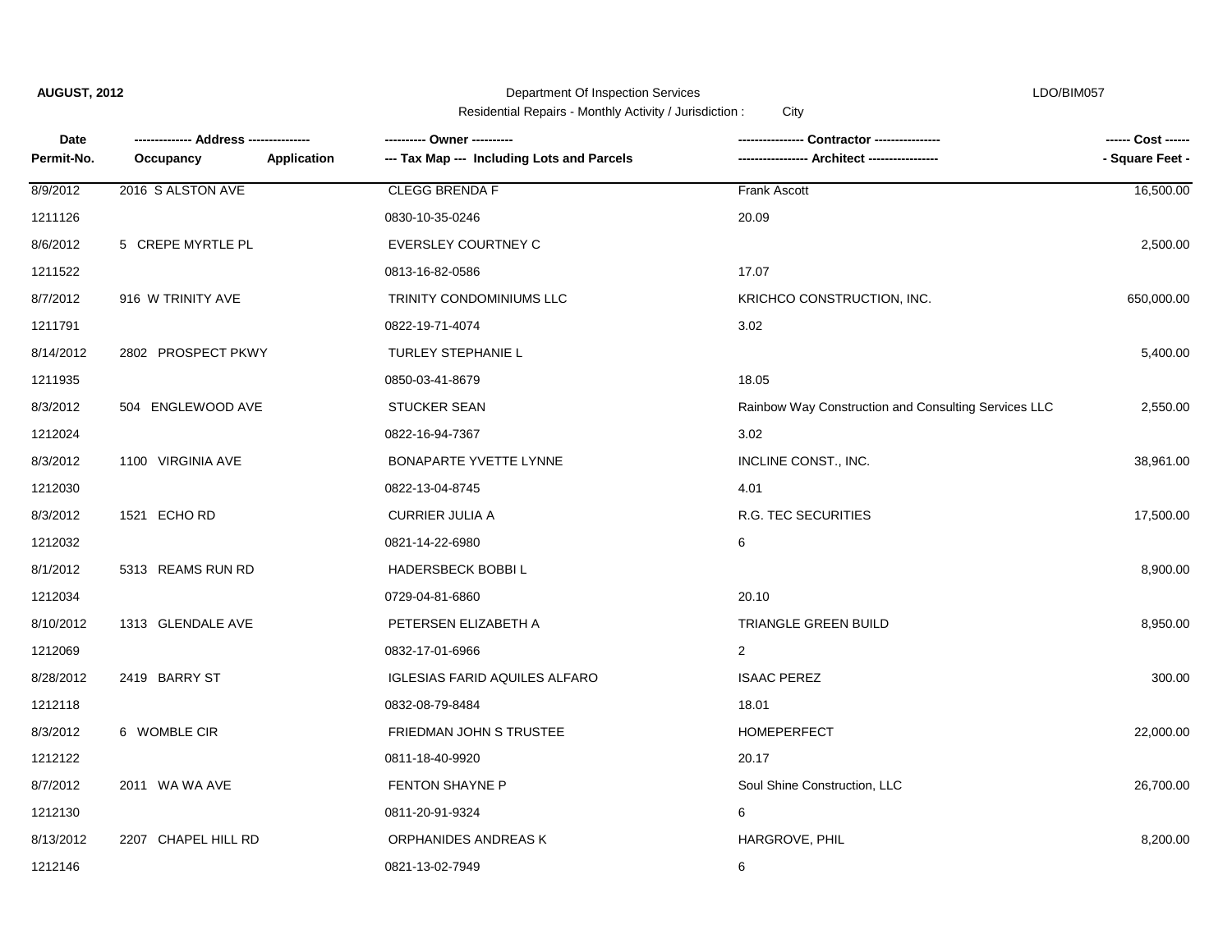**AUGUST, 2012**

Department Of Inspection Services

Residential Repairs - Monthly Activity / Jurisdiction : City

LDO/BIM057

| Date / Permit-No. | Address / Occupancy / Application | Owner / Tax Map --- Including Lots and Parcels | Contractor / Architect | Cost / Square Feet |
|---|---|---|---|---|
| 8/9/2012 | 2016 S ALSTON AVE | CLEGG BRENDA F | Frank Ascott | 16,500.00 |
| 1211126 | | 0830-10-35-0246 | 20.09 | |
| 8/6/2012 | 5 CREPE MYRTLE PL | EVERSLEY COURTNEY C | | 2,500.00 |
| 1211522 | | 0813-16-82-0586 | 17.07 | |
| 8/7/2012 | 916 W TRINITY AVE | TRINITY CONDOMINIUMS LLC | KRICHCO CONSTRUCTION, INC. | 650,000.00 |
| 1211791 | | 0822-19-71-4074 | 3.02 | |
| 8/14/2012 | 2802 PROSPECT PKWY | TURLEY STEPHANIE L | | 5,400.00 |
| 1211935 | | 0850-03-41-8679 | 18.05 | |
| 8/3/2012 | 504 ENGLEWOOD AVE | STUCKER SEAN | Rainbow Way Construction and Consulting Services LLC | 2,550.00 |
| 1212024 | | 0822-16-94-7367 | 3.02 | |
| 8/3/2012 | 1100 VIRGINIA AVE | BONAPARTE YVETTE LYNNE | INCLINE CONST., INC. | 38,961.00 |
| 1212030 | | 0822-13-04-8745 | 4.01 | |
| 8/3/2012 | 1521 ECHO RD | CURRIER JULIA A | R.G. TEC SECURITIES | 17,500.00 |
| 1212032 | | 0821-14-22-6980 | 6 | |
| 8/1/2012 | 5313 REAMS RUN RD | HADERSBECK BOBBI L | | 8,900.00 |
| 1212034 | | 0729-04-81-6860 | 20.10 | |
| 8/10/2012 | 1313 GLENDALE AVE | PETERSEN ELIZABETH A | TRIANGLE GREEN BUILD | 8,950.00 |
| 1212069 | | 0832-17-01-6966 | 2 | |
| 8/28/2012 | 2419 BARRY ST | IGLESIAS FARID AQUILES ALFARO | ISAAC PEREZ | 300.00 |
| 1212118 | | 0832-08-79-8484 | 18.01 | |
| 8/3/2012 | 6 WOMBLE CIR | FRIEDMAN JOHN S TRUSTEE | HOMEPERFECT | 22,000.00 |
| 1212122 | | 0811-18-40-9920 | 20.17 | |
| 8/7/2012 | 2011 WA WA AVE | FENTON SHAYNE P | Soul Shine Construction, LLC | 26,700.00 |
| 1212130 | | 0811-20-91-9324 | 6 | |
| 8/13/2012 | 2207 CHAPEL HILL RD | ORPHANIDES ANDREAS K | HARGROVE, PHIL | 8,200.00 |
| 1212146 | | 0821-13-02-7949 | 6 | |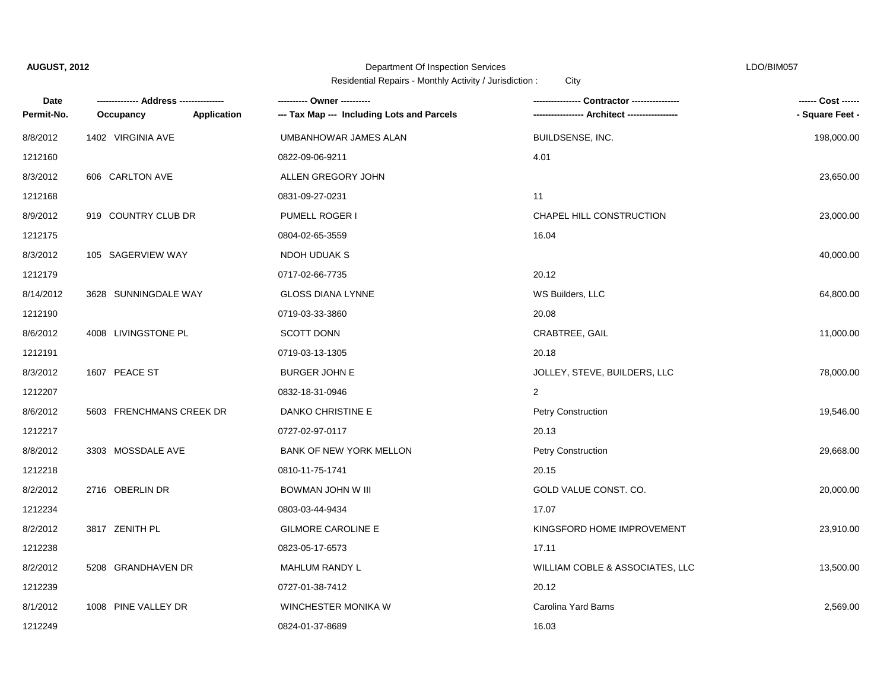**AUGUST, 2012**

Department Of Inspection Services

Residential Repairs - Monthly Activity / Jurisdiction : City

LDO/BIM057

| Date / Permit-No. | Address / Occupancy Application | Owner / Tax Map --- Including Lots and Parcels | Contractor / Architect | Cost / Square Feet |
|---|---|---|---|---|
| 8/8/2012 | 1402 VIRGINIA AVE | UMBANHOWAR JAMES ALAN | BUILDSENSE, INC. | 198,000.00 |
| 1212160 | | 0822-09-06-9211 | 4.01 | |
| 8/3/2012 | 606 CARLTON AVE | ALLEN GREGORY JOHN | | 23,650.00 |
| 1212168 | | 0831-09-27-0231 | 11 | |
| 8/9/2012 | 919 COUNTRY CLUB DR | PUMELL ROGER I | CHAPEL HILL CONSTRUCTION | 23,000.00 |
| 1212175 | | 0804-02-65-3559 | 16.04 | |
| 8/3/2012 | 105 SAGERVIEW WAY | NDOH UDUAK S | | 40,000.00 |
| 1212179 | | 0717-02-66-7735 | 20.12 | |
| 8/14/2012 | 3628 SUNNINGDALE WAY | GLOSS DIANA LYNNE | WS Builders, LLC | 64,800.00 |
| 1212190 | | 0719-03-33-3860 | 20.08 | |
| 8/6/2012 | 4008 LIVINGSTONE PL | SCOTT DONN | CRABTREE, GAIL | 11,000.00 |
| 1212191 | | 0719-03-13-1305 | 20.18 | |
| 8/3/2012 | 1607 PEACE ST | BURGER JOHN E | JOLLEY, STEVE, BUILDERS, LLC | 78,000.00 |
| 1212207 | | 0832-18-31-0946 | 2 | |
| 8/6/2012 | 5603 FRENCHMANS CREEK DR | DANKO CHRISTINE E | Petry Construction | 19,546.00 |
| 1212217 | | 0727-02-97-0117 | 20.13 | |
| 8/8/2012 | 3303 MOSSDALE AVE | BANK OF NEW YORK MELLON | Petry Construction | 29,668.00 |
| 1212218 | | 0810-11-75-1741 | 20.15 | |
| 8/2/2012 | 2716 OBERLIN DR | BOWMAN JOHN W III | GOLD VALUE CONST. CO. | 20,000.00 |
| 1212234 | | 0803-03-44-9434 | 17.07 | |
| 8/2/2012 | 3817 ZENITH PL | GILMORE CAROLINE E | KINGSFORD HOME IMPROVEMENT | 23,910.00 |
| 1212238 | | 0823-05-17-6573 | 17.11 | |
| 8/2/2012 | 5208 GRANDHAVEN DR | MAHLUM RANDY L | WILLIAM COBLE & ASSOCIATES, LLC | 13,500.00 |
| 1212239 | | 0727-01-38-7412 | 20.12 | |
| 8/1/2012 | 1008 PINE VALLEY DR | WINCHESTER MONIKA W | Carolina Yard Barns | 2,569.00 |
| 1212249 | | 0824-01-37-8689 | 16.03 | |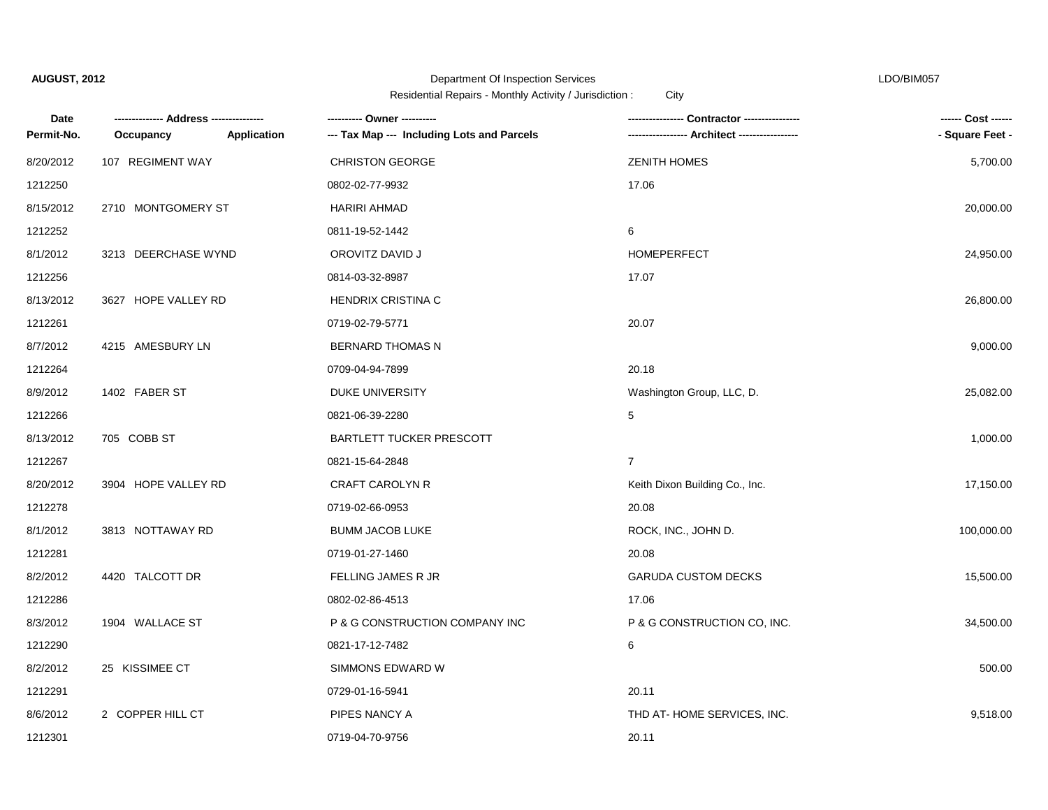**AUGUST, 2012** — Department Of Inspection Services — LDO/BIM057

Residential Repairs - Monthly Activity / Jurisdiction : City

| Date / Permit-No. | Address / Occupancy / Application | Owner / Tax Map --- Including Lots and Parcels | Contractor / Architect | Cost / Square Feet |
|---|---|---|---|---|
| 8/20/2012 | 107 REGIMENT WAY | CHRISTON GEORGE | ZENITH HOMES | 5,700.00 |
| 1212250 | | 0802-02-77-9932 | 17.06 | |
| 8/15/2012 | 2710 MONTGOMERY ST | HARIRI AHMAD | | 20,000.00 |
| 1212252 | | 0811-19-52-1442 | 6 | |
| 8/1/2012 | 3213 DEERCHASE WYND | OROVITZ DAVID J | HOMEPERFECT | 24,950.00 |
| 1212256 | | 0814-03-32-8987 | 17.07 | |
| 8/13/2012 | 3627 HOPE VALLEY RD | HENDRIX CRISTINA C | | 26,800.00 |
| 1212261 | | 0719-02-79-5771 | 20.07 | |
| 8/7/2012 | 4215 AMESBURY LN | BERNARD THOMAS N | | 9,000.00 |
| 1212264 | | 0709-04-94-7899 | 20.18 | |
| 8/9/2012 | 1402 FABER ST | DUKE UNIVERSITY | Washington Group, LLC, D. | 25,082.00 |
| 1212266 | | 0821-06-39-2280 | 5 | |
| 8/13/2012 | 705 COBB ST | BARTLETT TUCKER PRESCOTT | | 1,000.00 |
| 1212267 | | 0821-15-64-2848 | 7 | |
| 8/20/2012 | 3904 HOPE VALLEY RD | CRAFT CAROLYN R | Keith Dixon Building Co., Inc. | 17,150.00 |
| 1212278 | | 0719-02-66-0953 | 20.08 | |
| 8/1/2012 | 3813 NOTTAWAY RD | BUMM JACOB LUKE | ROCK, INC., JOHN D. | 100,000.00 |
| 1212281 | | 0719-01-27-1460 | 20.08 | |
| 8/2/2012 | 4420 TALCOTT DR | FELLING JAMES R JR | GARUDA CUSTOM DECKS | 15,500.00 |
| 1212286 | | 0802-02-86-4513 | 17.06 | |
| 8/3/2012 | 1904 WALLACE ST | P & G CONSTRUCTION COMPANY INC | P & G CONSTRUCTION CO, INC. | 34,500.00 |
| 1212290 | | 0821-17-12-7482 | 6 | |
| 8/2/2012 | 25 KISSIMEE CT | SIMMONS EDWARD W | | 500.00 |
| 1212291 | | 0729-01-16-5941 | 20.11 | |
| 8/6/2012 | 2 COPPER HILL CT | PIPES NANCY A | THD AT- HOME SERVICES, INC. | 9,518.00 |
| 1212301 | | 0719-04-70-9756 | 20.11 | |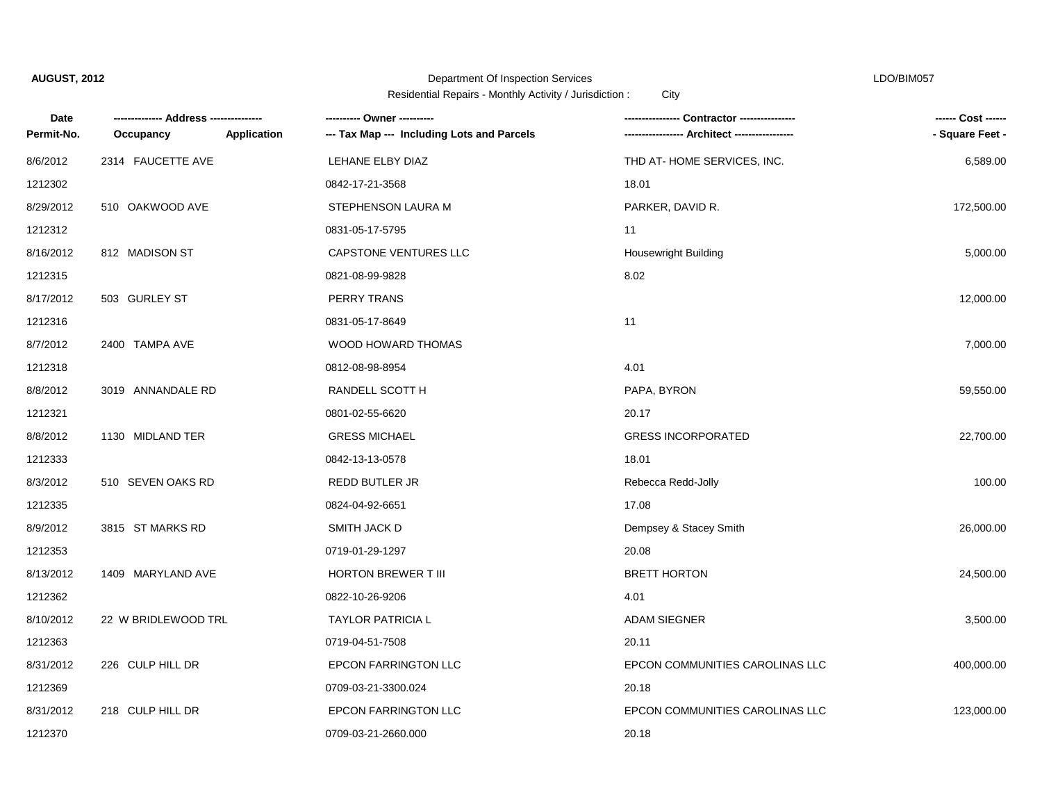**AUGUST, 2012**

Department Of Inspection Services

Residential Repairs - Monthly Activity / Jurisdiction : City

LDO/BIM057

| Date / Permit-No. | ------------- Address --------------- Occupancy / Application | ---------- Owner ---------- --- Tax Map --- Including Lots and Parcels | ---------------- Contractor ---------------- ----------------- Architect ----------------- | ------ Cost ------ - Square Feet - |
|---|---|---|---|---|
| 8/6/2012 | 2314 FAUCETTE AVE | LEHANE ELBY DIAZ | THD AT- HOME SERVICES, INC. | 6,589.00 |
| 1212302 | | 0842-17-21-3568 | 18.01 | |
| 8/29/2012 | 510 OAKWOOD AVE | STEPHENSON LAURA M | PARKER, DAVID R. | 172,500.00 |
| 1212312 | | 0831-05-17-5795 | 11 | |
| 8/16/2012 | 812 MADISON ST | CAPSTONE VENTURES LLC | Housewright Building | 5,000.00 |
| 1212315 | | 0821-08-99-9828 | 8.02 | |
| 8/17/2012 | 503 GURLEY ST | PERRY TRANS | | 12,000.00 |
| 1212316 | | 0831-05-17-8649 | 11 | |
| 8/7/2012 | 2400 TAMPA AVE | WOOD HOWARD THOMAS | | 7,000.00 |
| 1212318 | | 0812-08-98-8954 | 4.01 | |
| 8/8/2012 | 3019 ANNANDALE RD | RANDELL SCOTT H | PAPA, BYRON | 59,550.00 |
| 1212321 | | 0801-02-55-6620 | 20.17 | |
| 8/8/2012 | 1130 MIDLAND TER | GRESS MICHAEL | GRESS INCORPORATED | 22,700.00 |
| 1212333 | | 0842-13-13-0578 | 18.01 | |
| 8/3/2012 | 510 SEVEN OAKS RD | REDD BUTLER JR | Rebecca Redd-Jolly | 100.00 |
| 1212335 | | 0824-04-92-6651 | 17.08 | |
| 8/9/2012 | 3815 ST MARKS RD | SMITH JACK D | Dempsey & Stacey Smith | 26,000.00 |
| 1212353 | | 0719-01-29-1297 | 20.08 | |
| 8/13/2012 | 1409 MARYLAND AVE | HORTON BREWER T III | BRETT HORTON | 24,500.00 |
| 1212362 | | 0822-10-26-9206 | 4.01 | |
| 8/10/2012 | 22 W BRIDLEWOOD TRL | TAYLOR PATRICIA L | ADAM SIEGNER | 3,500.00 |
| 1212363 | | 0719-04-51-7508 | 20.11 | |
| 8/31/2012 | 226 CULP HILL DR | EPCON FARRINGTON LLC | EPCON COMMUNITIES CAROLINAS LLC | 400,000.00 |
| 1212369 | | 0709-03-21-3300.024 | 20.18 | |
| 8/31/2012 | 218 CULP HILL DR | EPCON FARRINGTON LLC | EPCON COMMUNITIES CAROLINAS LLC | 123,000.00 |
| 1212370 | | 0709-03-21-2660.000 | 20.18 | |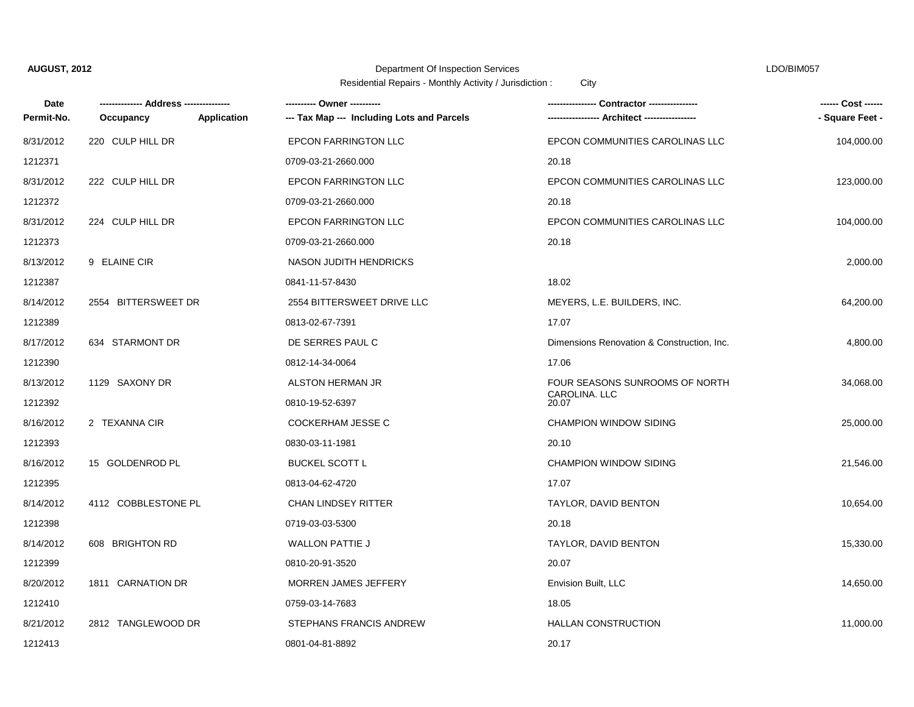**AUGUST, 2012** Department Of Inspection Services LDO/BIM057

Residential Repairs - Monthly Activity / Jurisdiction : City

| Date<br>Permit-No. | ------------- Address --------------<br>Occupancy Application | ---------- Owner ----------<br>--- Tax Map --- Including Lots and Parcels | ---------------- Contractor ----------------<br>----------------- Architect ----------------- | ------ Cost ------<br>- Square Feet - |
|---|---|---|---|---|
| 8/31/2012<br>1212371 | 220 CULP HILL DR | EPCON FARRINGTON LLC<br>0709-03-21-2660.000 | EPCON COMMUNITIES CAROLINAS LLC<br>20.18 | 104,000.00 |
| 8/31/2012<br>1212372 | 222 CULP HILL DR | EPCON FARRINGTON LLC<br>0709-03-21-2660.000 | EPCON COMMUNITIES CAROLINAS LLC<br>20.18 | 123,000.00 |
| 8/31/2012<br>1212373 | 224 CULP HILL DR | EPCON FARRINGTON LLC<br>0709-03-21-2660.000 | EPCON COMMUNITIES CAROLINAS LLC<br>20.18 | 104,000.00 |
| 8/13/2012<br>1212387 | 9 ELAINE CIR | NASON JUDITH HENDRICKS<br>0841-11-57-8430 | <br>18.02 | 2,000.00 |
| 8/14/2012<br>1212389 | 2554 BITTERSWEET DR | 2554 BITTERSWEET DRIVE LLC<br>0813-02-67-7391 | MEYERS, L.E. BUILDERS, INC.<br>17.07 | 64,200.00 |
| 8/17/2012<br>1212390 | 634 STARMONT DR | DE SERRES PAUL C<br>0812-14-34-0064 | Dimensions Renovation & Construction, Inc.<br>17.06 | 4,800.00 |
| 8/13/2012<br>1212392 | 1129 SAXONY DR | ALSTON HERMAN JR<br>0810-19-52-6397 | FOUR SEASONS SUNROOMS OF NORTH CAROLINA. LLC<br>20.07 | 34,068.00 |
| 8/16/2012<br>1212393 | 2 TEXANNA CIR | COCKERHAM JESSE C<br>0830-03-11-1981 | CHAMPION WINDOW SIDING<br>20.10 | 25,000.00 |
| 8/16/2012<br>1212395 | 15 GOLDENROD PL | BUCKEL SCOTT L<br>0813-04-62-4720 | CHAMPION WINDOW SIDING<br>17.07 | 21,546.00 |
| 8/14/2012<br>1212398 | 4112 COBBLESTONE PL | CHAN LINDSEY RITTER<br>0719-03-03-5300 | TAYLOR, DAVID BENTON<br>20.18 | 10,654.00 |
| 8/14/2012<br>1212399 | 608 BRIGHTON RD | WALLON PATTIE J<br>0810-20-91-3520 | TAYLOR, DAVID BENTON<br>20.07 | 15,330.00 |
| 8/20/2012<br>1212410 | 1811 CARNATION DR | MORREN JAMES JEFFERY<br>0759-03-14-7683 | Envision Built, LLC<br>18.05 | 14,650.00 |
| 8/21/2012<br>1212413 | 2812 TANGLEWOOD DR | STEPHANS FRANCIS ANDREW<br>0801-04-81-8892 | HALLAN CONSTRUCTION<br>20.17 | 11,000.00 |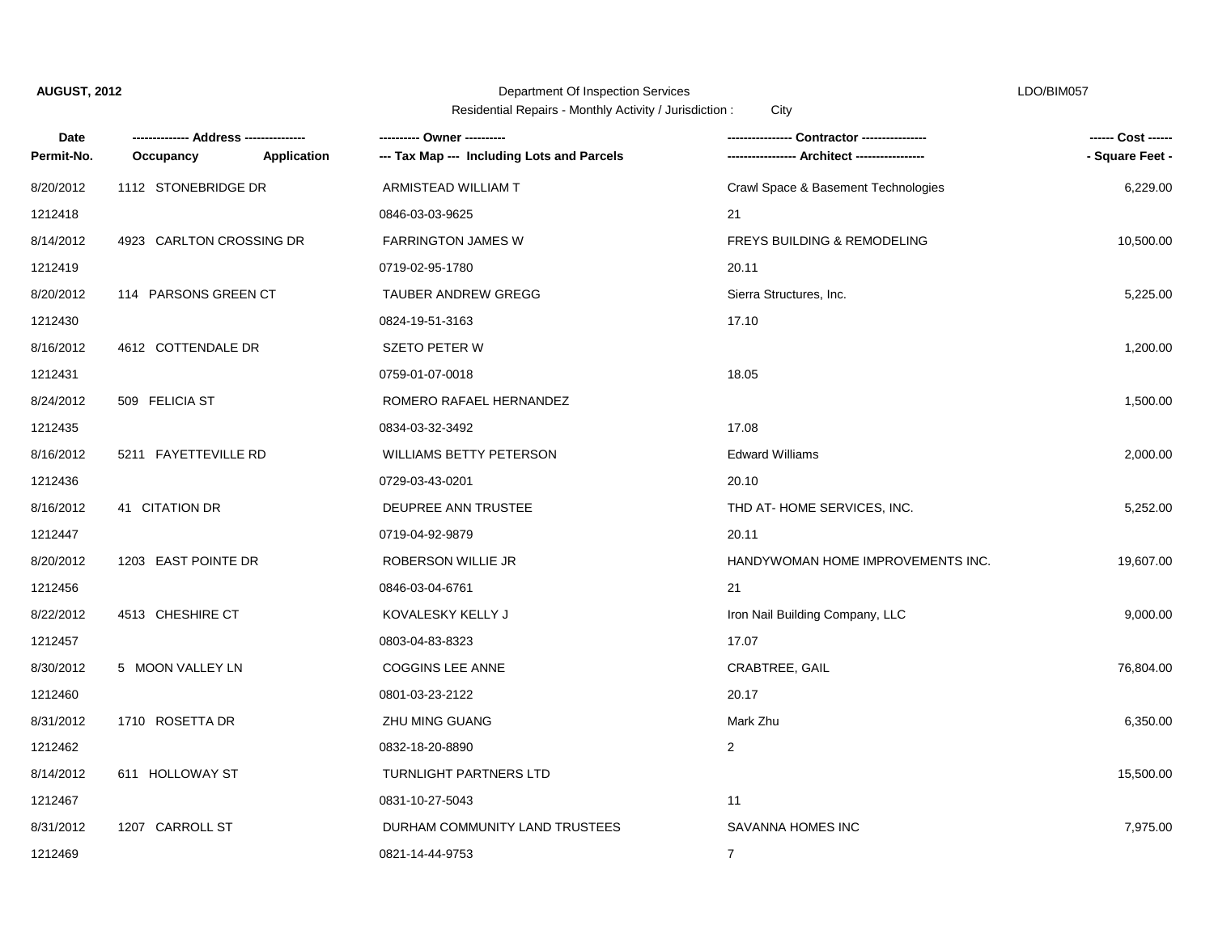**AUGUST, 2012** Department Of Inspection Services LDO/BIM057

Residential Repairs - Monthly Activity / Jurisdiction : City

| Date<br>Permit-No. | ------------- Address --------------<br>Occupancy Application | ---------- Owner ----------<br>--- Tax Map --- Including Lots and Parcels | ---------------- Contractor ----------------<br>----------------- Architect ----------------- | ------ Cost ------<br>- Square Feet - |
|---|---|---|---|---|
| 8/20/2012 | 1112 STONEBRIDGE DR | ARMISTEAD WILLIAM T | Crawl Space & Basement Technologies | 6,229.00 |
| 1212418 | | 0846-03-03-9625 | 21 | |
| 8/14/2012 | 4923 CARLTON CROSSING DR | FARRINGTON JAMES W | FREYS BUILDING & REMODELING | 10,500.00 |
| 1212419 | | 0719-02-95-1780 | 20.11 | |
| 8/20/2012 | 114 PARSONS GREEN CT | TAUBER ANDREW GREGG | Sierra Structures, Inc. | 5,225.00 |
| 1212430 | | 0824-19-51-3163 | 17.10 | |
| 8/16/2012 | 4612 COTTENDALE DR | SZETO PETER W | | 1,200.00 |
| 1212431 | | 0759-01-07-0018 | 18.05 | |
| 8/24/2012 | 509 FELICIA ST | ROMERO RAFAEL HERNANDEZ | | 1,500.00 |
| 1212435 | | 0834-03-32-3492 | 17.08 | |
| 8/16/2012 | 5211 FAYETTEVILLE RD | WILLIAMS BETTY PETERSON | Edward Williams | 2,000.00 |
| 1212436 | | 0729-03-43-0201 | 20.10 | |
| 8/16/2012 | 41 CITATION DR | DEUPREE ANN TRUSTEE | THD AT- HOME SERVICES, INC. | 5,252.00 |
| 1212447 | | 0719-04-92-9879 | 20.11 | |
| 8/20/2012 | 1203 EAST POINTE DR | ROBERSON WILLIE JR | HANDYWOMAN HOME IMPROVEMENTS INC. | 19,607.00 |
| 1212456 | | 0846-03-04-6761 | 21 | |
| 8/22/2012 | 4513 CHESHIRE CT | KOVALESKY KELLY J | Iron Nail Building Company, LLC | 9,000.00 |
| 1212457 | | 0803-04-83-8323 | 17.07 | |
| 8/30/2012 | 5 MOON VALLEY LN | COGGINS LEE ANNE | CRABTREE, GAIL | 76,804.00 |
| 1212460 | | 0801-03-23-2122 | 20.17 | |
| 8/31/2012 | 1710 ROSETTA DR | ZHU MING GUANG | Mark Zhu | 6,350.00 |
| 1212462 | | 0832-18-20-8890 | 2 | |
| 8/14/2012 | 611 HOLLOWAY ST | TURNLIGHT PARTNERS LTD | | 15,500.00 |
| 1212467 | | 0831-10-27-5043 | 11 | |
| 8/31/2012 | 1207 CARROLL ST | DURHAM COMMUNITY LAND TRUSTEES | SAVANNA HOMES INC | 7,975.00 |
| 1212469 | | 0821-14-44-9753 | 7 | |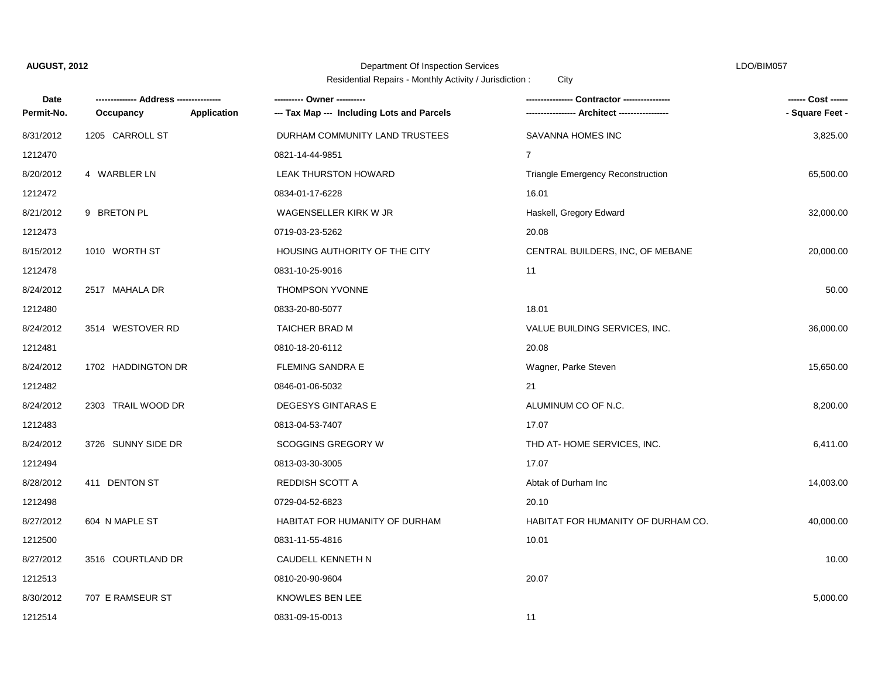**AUGUST, 2012**

Department Of Inspection Services

Residential Repairs - Monthly Activity / Jurisdiction : City

LDO/BIM057

| Date<br>Permit-No. | ------------- Address --------------<br>Occupancy | Application | ---------- Owner ----------<br>--- Tax Map --- Including Lots and Parcels | ---------------- Contractor ----------------<br>----------------- Architect ----------------- | ------ Cost ------<br>- Square Feet - |
|---|---|---|---|---|---|
| 8/31/2012 | 1205 CARROLL ST | | DURHAM COMMUNITY LAND TRUSTEES | SAVANNA HOMES INC | 3,825.00 |
| 1212470 | | | 0821-14-44-9851 | 7 | |
| 8/20/2012 | 4 WARBLER LN | | LEAK THURSTON HOWARD | Triangle Emergency Reconstruction | 65,500.00 |
| 1212472 | | | 0834-01-17-6228 | 16.01 | |
| 8/21/2012 | 9 BRETON PL | | WAGENSELLER KIRK W JR | Haskell, Gregory Edward | 32,000.00 |
| 1212473 | | | 0719-03-23-5262 | 20.08 | |
| 8/15/2012 | 1010 WORTH ST | | HOUSING AUTHORITY OF THE CITY | CENTRAL BUILDERS, INC, OF MEBANE | 20,000.00 |
| 1212478 | | | 0831-10-25-9016 | 11 | |
| 8/24/2012 | 2517 MAHALA DR | | THOMPSON YVONNE | | 50.00 |
| 1212480 | | | 0833-20-80-5077 | 18.01 | |
| 8/24/2012 | 3514 WESTOVER RD | | TAICHER BRAD M | VALUE BUILDING SERVICES, INC. | 36,000.00 |
| 1212481 | | | 0810-18-20-6112 | 20.08 | |
| 8/24/2012 | 1702 HADDINGTON DR | | FLEMING SANDRA E | Wagner, Parke Steven | 15,650.00 |
| 1212482 | | | 0846-01-06-5032 | 21 | |
| 8/24/2012 | 2303 TRAIL WOOD DR | | DEGESYS GINTARAS E | ALUMINUM CO OF N.C. | 8,200.00 |
| 1212483 | | | 0813-04-53-7407 | 17.07 | |
| 8/24/2012 | 3726 SUNNY SIDE DR | | SCOGGINS GREGORY W | THD AT- HOME SERVICES, INC. | 6,411.00 |
| 1212494 | | | 0813-03-30-3005 | 17.07 | |
| 8/28/2012 | 411 DENTON ST | | REDDISH SCOTT A | Abtak of Durham Inc | 14,003.00 |
| 1212498 | | | 0729-04-52-6823 | 20.10 | |
| 8/27/2012 | 604 N MAPLE ST | | HABITAT FOR HUMANITY OF DURHAM | HABITAT FOR HUMANITY OF DURHAM CO. | 40,000.00 |
| 1212500 | | | 0831-11-55-4816 | 10.01 | |
| 8/27/2012 | 3516 COURTLAND DR | | CAUDELL KENNETH N | | 10.00 |
| 1212513 | | | 0810-20-90-9604 | 20.07 | |
| 8/30/2012 | 707 E RAMSEUR ST | | KNOWLES BEN LEE | | 5,000.00 |
| 1212514 | | | 0831-09-15-0013 | 11 | |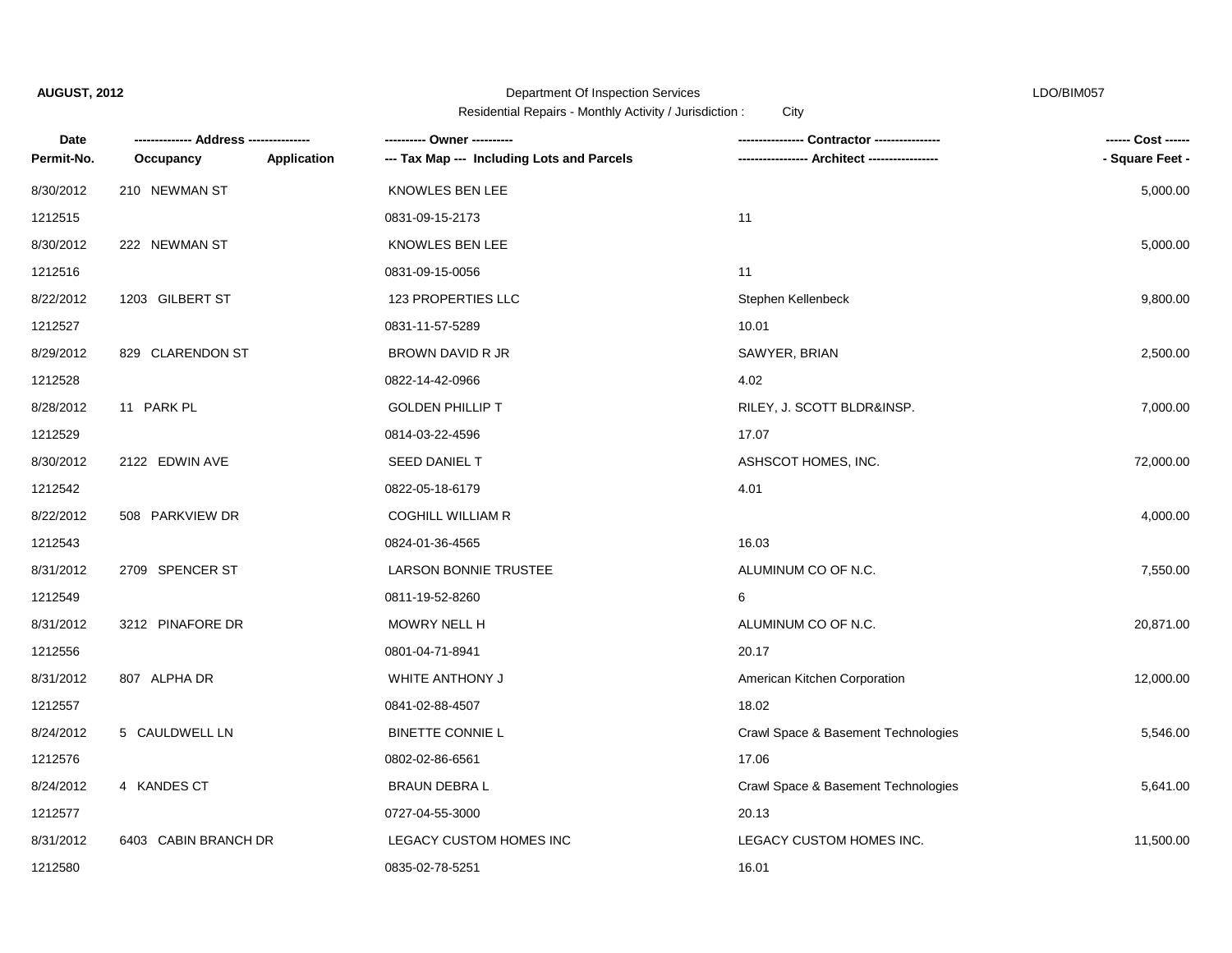**AUGUST, 2012** Department Of Inspection Services LDO/BIM057

Residential Repairs - Monthly Activity / Jurisdiction : City

| Date<br>Permit-No. | ------------- Address --------------<br>Occupancy Application | ---------- Owner ----------<br>--- Tax Map --- Including Lots and Parcels | --------------- Contractor ---------------<br>---------------- Architect ---------------- | ------ Cost ------<br>- Square Feet - |
|---|---|---|---|---|
| 8/30/2012 | 210 NEWMAN ST | KNOWLES BEN LEE | | 5,000.00 |
| 1212515 | | 0831-09-15-2173 | 11 | |
| 8/30/2012 | 222 NEWMAN ST | KNOWLES BEN LEE | | 5,000.00 |
| 1212516 | | 0831-09-15-0056 | 11 | |
| 8/22/2012 | 1203 GILBERT ST | 123 PROPERTIES LLC | Stephen Kellenbeck | 9,800.00 |
| 1212527 | | 0831-11-57-5289 | 10.01 | |
| 8/29/2012 | 829 CLARENDON ST | BROWN DAVID R JR | SAWYER, BRIAN | 2,500.00 |
| 1212528 | | 0822-14-42-0966 | 4.02 | |
| 8/28/2012 | 11 PARK PL | GOLDEN PHILLIP T | RILEY, J. SCOTT BLDR&INSP. | 7,000.00 |
| 1212529 | | 0814-03-22-4596 | 17.07 | |
| 8/30/2012 | 2122 EDWIN AVE | SEED DANIEL T | ASHSCOT HOMES, INC. | 72,000.00 |
| 1212542 | | 0822-05-18-6179 | 4.01 | |
| 8/22/2012 | 508 PARKVIEW DR | COGHILL WILLIAM R | | 4,000.00 |
| 1212543 | | 0824-01-36-4565 | 16.03 | |
| 8/31/2012 | 2709 SPENCER ST | LARSON BONNIE TRUSTEE | ALUMINUM CO OF N.C. | 7,550.00 |
| 1212549 | | 0811-19-52-8260 | 6 | |
| 8/31/2012 | 3212 PINAFORE DR | MOWRY NELL H | ALUMINUM CO OF N.C. | 20,871.00 |
| 1212556 | | 0801-04-71-8941 | 20.17 | |
| 8/31/2012 | 807 ALPHA DR | WHITE ANTHONY J | American Kitchen Corporation | 12,000.00 |
| 1212557 | | 0841-02-88-4507 | 18.02 | |
| 8/24/2012 | 5 CAULDWELL LN | BINETTE CONNIE L | Crawl Space & Basement Technologies | 5,546.00 |
| 1212576 | | 0802-02-86-6561 | 17.06 | |
| 8/24/2012 | 4 KANDES CT | BRAUN DEBRA L | Crawl Space & Basement Technologies | 5,641.00 |
| 1212577 | | 0727-04-55-3000 | 20.13 | |
| 8/31/2012 | 6403 CABIN BRANCH DR | LEGACY CUSTOM HOMES INC | LEGACY CUSTOM HOMES INC. | 11,500.00 |
| 1212580 | | 0835-02-78-5251 | 16.01 | |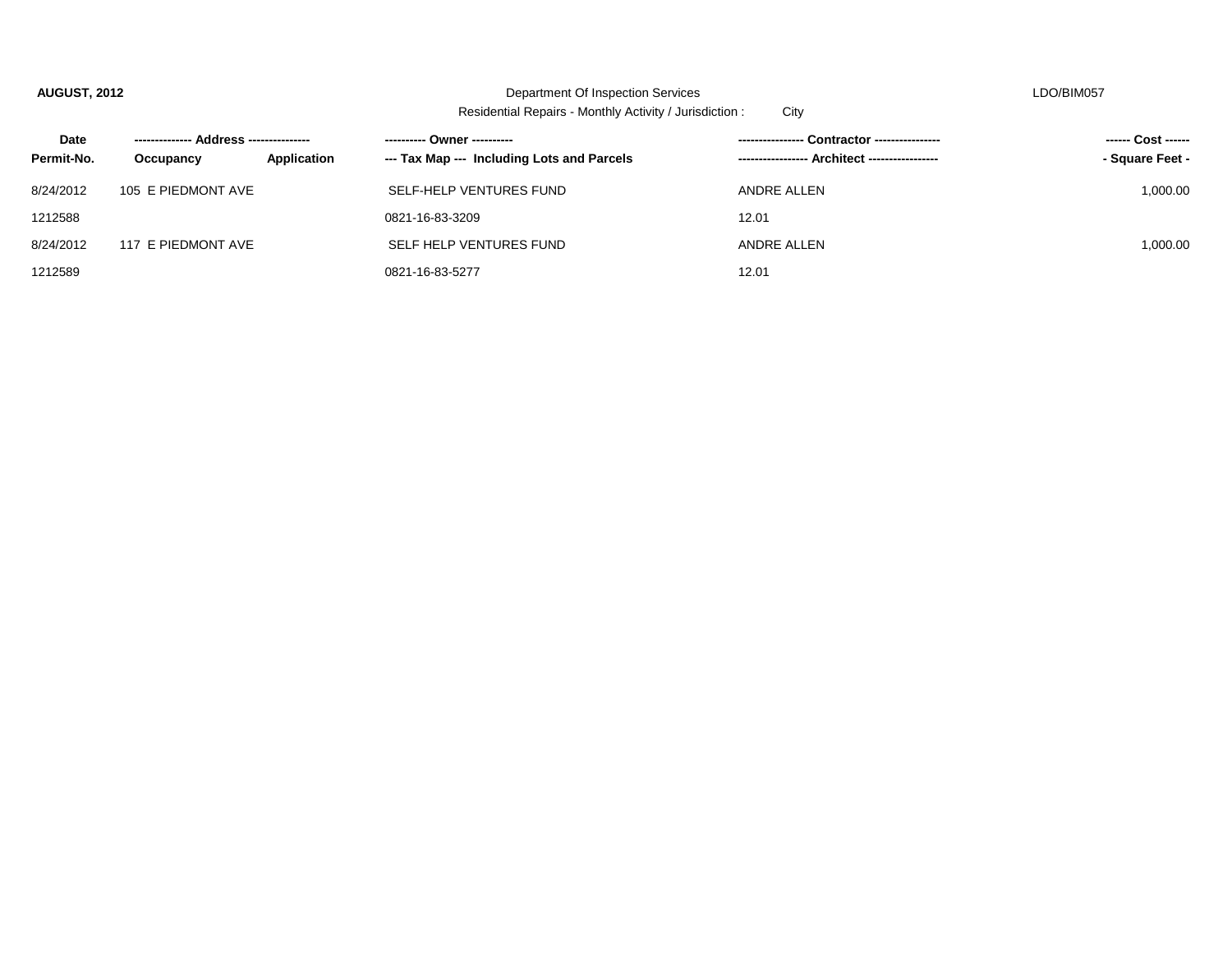**AUGUST, 2012** Department Of Inspection Services LDO/BIM057

Residential Repairs - Monthly Activity / Jurisdiction : City

| Date<br>Permit-No. | ------------- Address --------------<br>Occupancy | <br>Application | ---------- Owner ----------<br>--- Tax Map --- Including Lots and Parcels | ---------------- Contractor ----------------<br>----------------- Architect ----------------- | ------ Cost ------<br>- Square Feet - |
|---|---|---|---|---|---|
| 8/24/2012 | 105 E PIEDMONT AVE | | SELF-HELP VENTURES FUND | ANDRE ALLEN | 1,000.00 |
| 1212588 | | | 0821-16-83-3209 | 12.01 | |
| 8/24/2012 | 117 E PIEDMONT AVE | | SELF HELP VENTURES FUND | ANDRE ALLEN | 1,000.00 |
| 1212589 | | | 0821-16-83-5277 | 12.01 | |